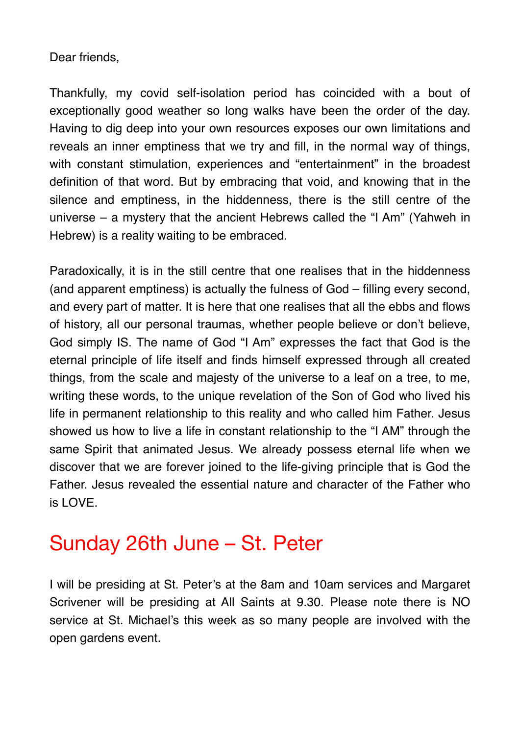Dear friends,

Thankfully, my covid self-isolation period has coincided with a bout of exceptionally good weather so long walks have been the order of the day. Having to dig deep into your own resources exposes our own limitations and reveals an inner emptiness that we try and fill, in the normal way of things, with constant stimulation, experiences and "entertainment" in the broadest definition of that word. But by embracing that void, and knowing that in the silence and emptiness, in the hiddenness, there is the still centre of the universe – a mystery that the ancient Hebrews called the "I Am" (Yahweh in Hebrew) is a reality waiting to be embraced.

Paradoxically, it is in the still centre that one realises that in the hiddenness (and apparent emptiness) is actually the fulness of God – filling every second, and every part of matter. It is here that one realises that all the ebbs and flows of history, all our personal traumas, whether people believe or don't believe, God simply IS. The name of God "I Am" expresses the fact that God is the eternal principle of life itself and finds himself expressed through all created things, from the scale and majesty of the universe to a leaf on a tree, to me, writing these words, to the unique revelation of the Son of God who lived his life in permanent relationship to this reality and who called him Father. Jesus showed us how to live a life in constant relationship to the "I AM" through the same Spirit that animated Jesus. We already possess eternal life when we discover that we are forever joined to the life-giving principle that is God the Father. Jesus revealed the essential nature and character of the Father who is LOVE.

## Sunday 26th June – St. Peter

I will be presiding at St. Peter's at the 8am and 10am services and Margaret Scrivener will be presiding at All Saints at 9.30. Please note there is NO service at St. Michael's this week as so many people are involved with the open gardens event.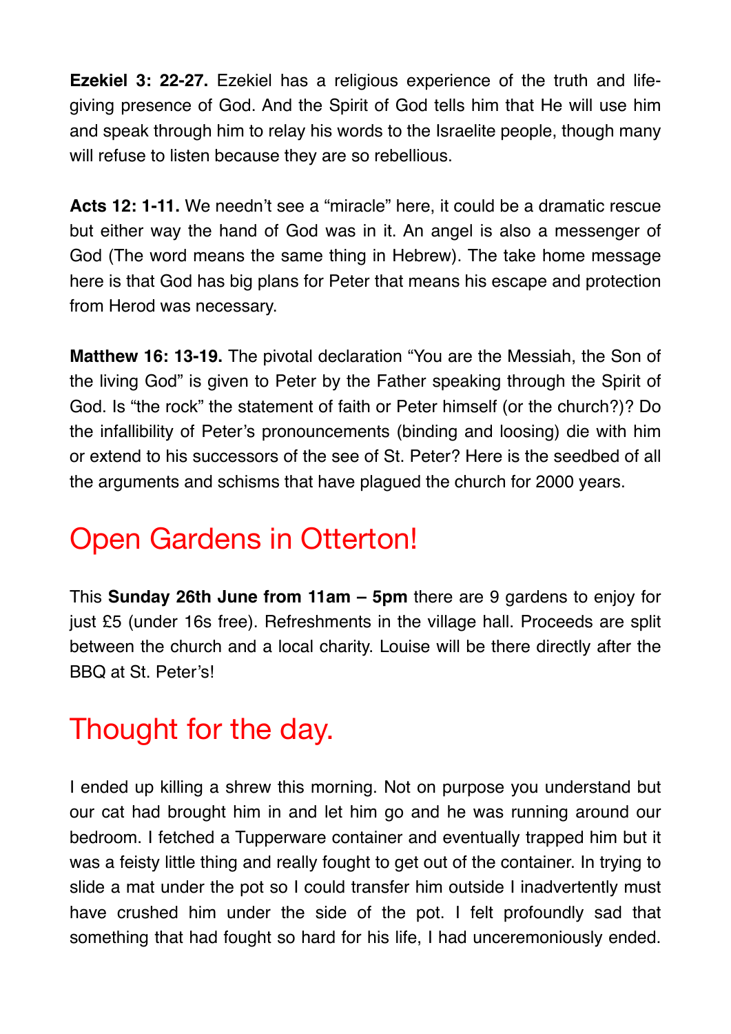**Ezekiel 3: 22-27.** Ezekiel has a religious experience of the truth and life-giving presence of God. And the Spirit of God tells him that He will use him and speak through him to relay his words to the Israelite people, though many will refuse to listen because they are so rebellious.

**Acts 12: 1-11.** We needn't see a "miracle" here, it could be a dramatic rescue but either way the hand of God was in it. An angel is also a messenger of God (The word means the same thing in Hebrew). The take home message here is that God has big plans for Peter that means his escape and protection from Herod was necessary.

**Matthew 16: 13-19.** The pivotal declaration "You are the Messiah, the Son of the living God" is given to Peter by the Father speaking through the Spirit of God. Is "the rock" the statement of faith or Peter himself (or the church?)? Do the infallibility of Peter's pronouncements (binding and loosing) die with him or extend to his successors of the see of St. Peter? Here is the seedbed of all the arguments and schisms that have plagued the church for 2000 years.

## Open Gardens in Otterton!

This **Sunday 26th June from 11am – 5pm** there are 9 gardens to enjoy for just £5 (under 16s free). Refreshments in the village hall. Proceeds are split between the church and a local charity. Louise will be there directly after the BBQ at St. Peter's!

## Thought for the day.

I ended up killing a shrew this morning. Not on purpose you understand but our cat had brought him in and let him go and he was running around our bedroom. I fetched a Tupperware container and eventually trapped him but it was a feisty little thing and really fought to get out of the container. In trying to slide a mat under the pot so I could transfer him outside I inadvertently must have crushed him under the side of the pot. I felt profoundly sad that something that had fought so hard for his life, I had unceremoniously ended.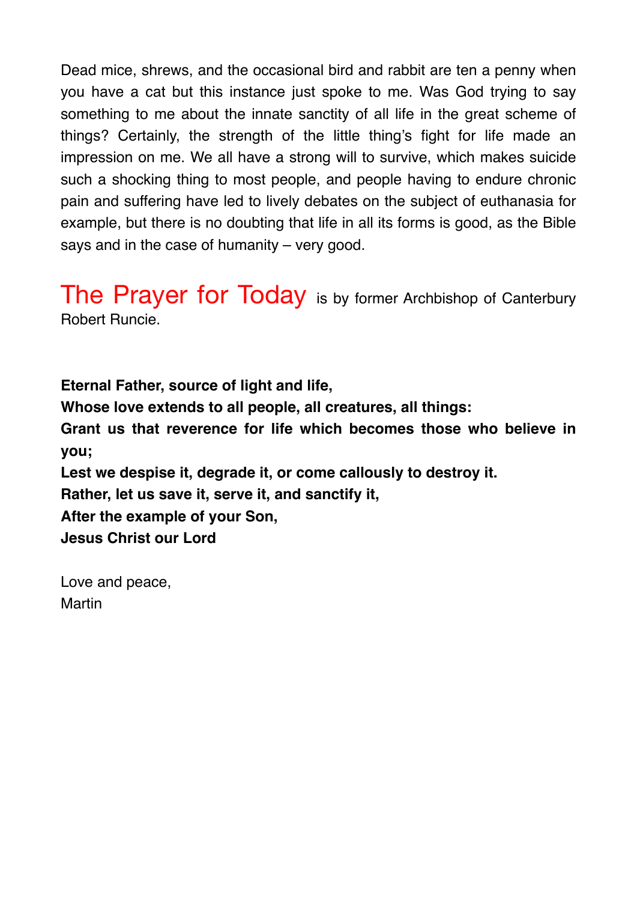Dead mice, shrews, and the occasional bird and rabbit are ten a penny when you have a cat but this instance just spoke to me. Was God trying to say something to me about the innate sanctity of all life in the great scheme of things? Certainly, the strength of the little thing's fight for life made an impression on me. We all have a strong will to survive, which makes suicide such a shocking thing to most people, and people having to endure chronic pain and suffering have led to lively debates on the subject of euthanasia for example, but there is no doubting that life in all its forms is good, as the Bible says and in the case of humanity – very good.

## The Prayer for Today is by former Archbishop of Canterbury Robert Runcie.

**Eternal Father, source of light and life,**
**Whose love extends to all people, all creatures, all things:**
**Grant us that reverence for life which becomes those who believe in you;**
**Lest we despise it, degrade it, or come callously to destroy it.**
**Rather, let us save it, serve it, and sanctify it,**
**After the example of your Son,**
**Jesus Christ our Lord**

Love and peace,
Martin